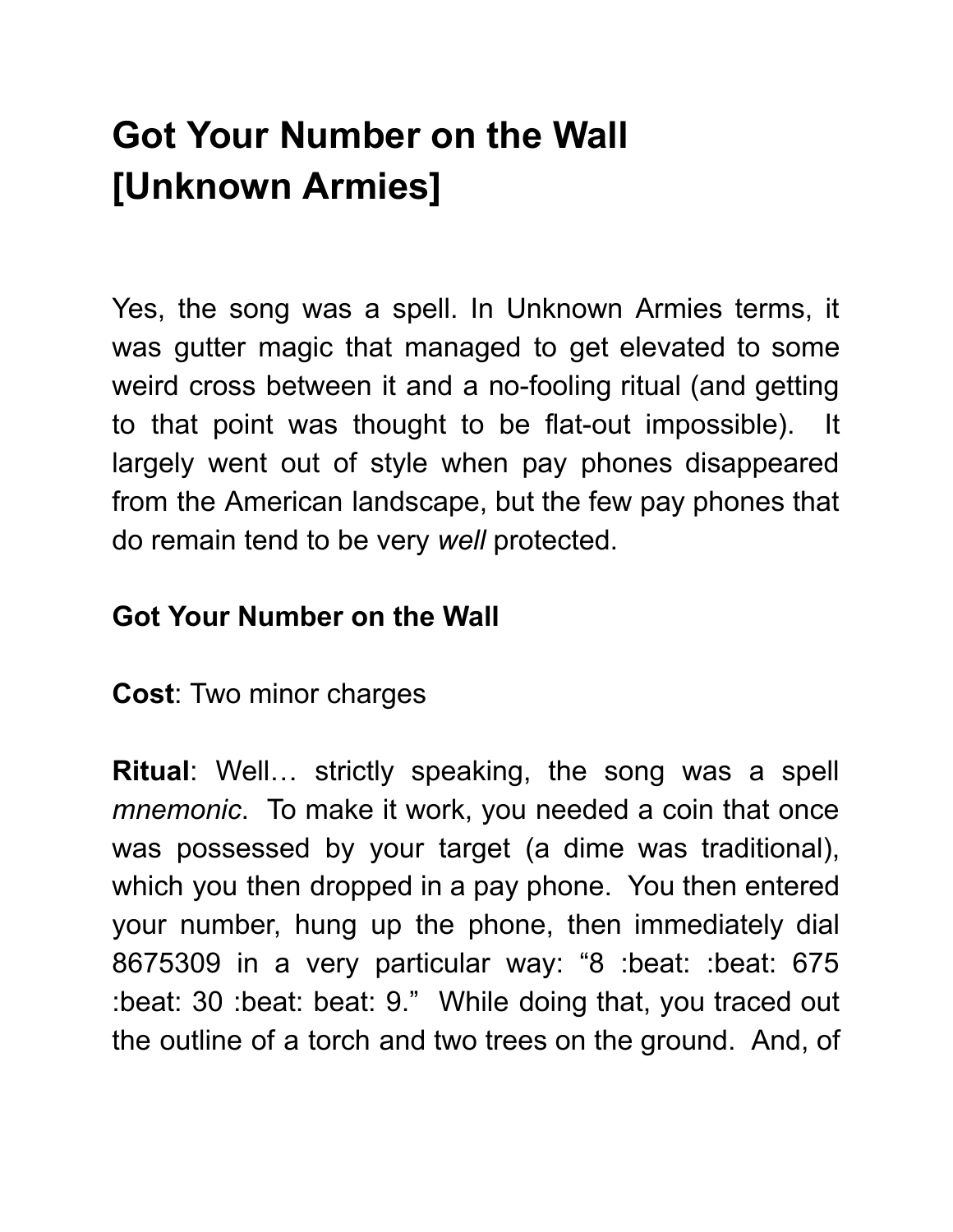# Got Your Number on the Wall [Unknown Armies]

Yes, the song was a spell. In Unknown Armies terms, it was gutter magic that managed to get elevated to some weird cross between it and a no-fooling ritual (and getting to that point was thought to be flat-out impossible). It largely went out of style when pay phones disappeared from the American landscape, but the few pay phones that do remain tend to be very *well* protected.

**Got Your Number on the Wall**

**Cost**: Two minor charges

**Ritual**: Well… strictly speaking, the song was a spell *mnemonic*. To make it work, you needed a coin that once was possessed by your target (a dime was traditional), which you then dropped in a pay phone. You then entered your number, hung up the phone, then immediately dial 8675309 in a very particular way: "8 :beat: :beat: 675 :beat: 30 :beat: beat: 9." While doing that, you traced out the outline of a torch and two trees on the ground. And, of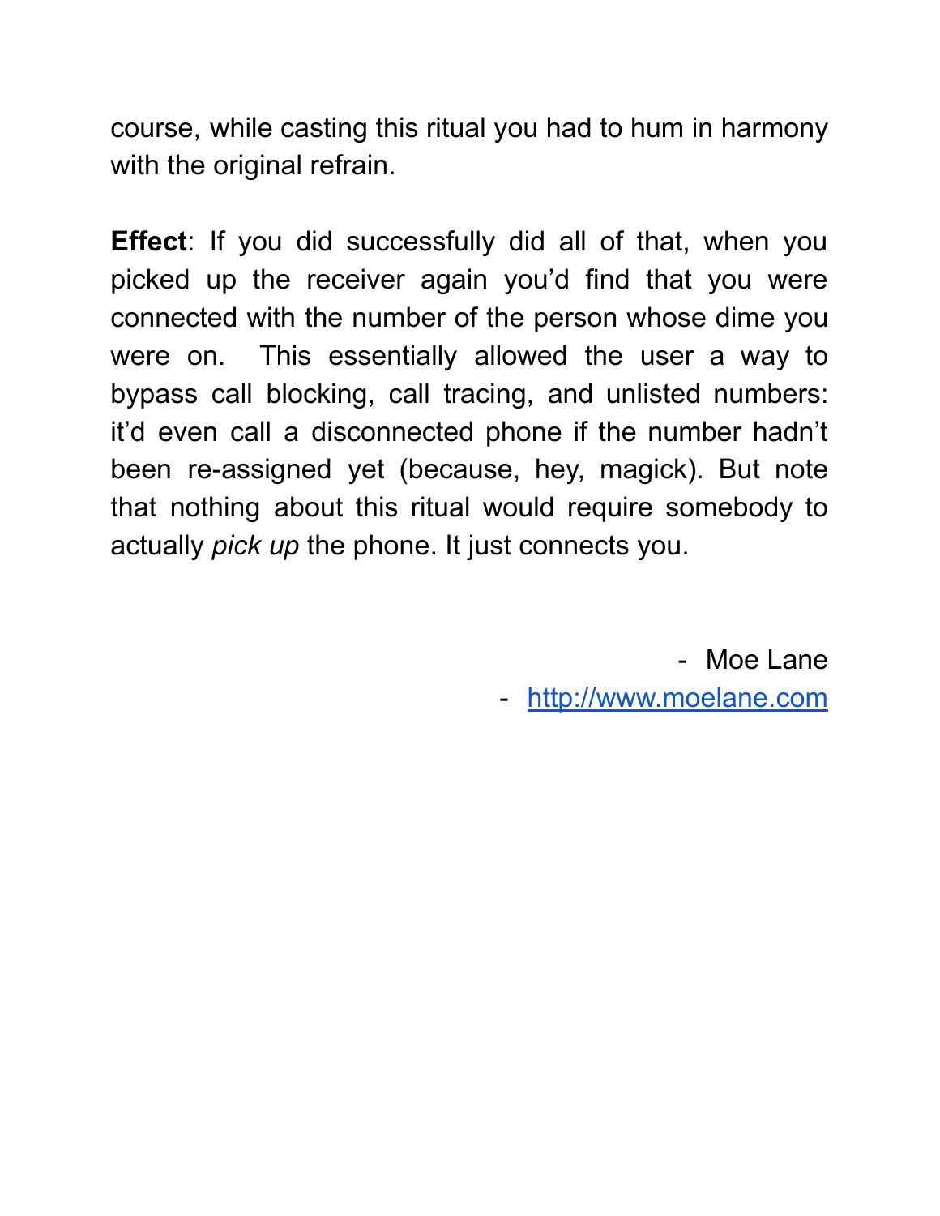course, while casting this ritual you had to hum in harmony with the original refrain.

**Effect**: If you did successfully did all of that, when you picked up the receiver again you'd find that you were connected with the number of the person whose dime you were on. This essentially allowed the user a way to bypass call blocking, call tracing, and unlisted numbers: it'd even call a disconnected phone if the number hadn't been re-assigned yet (because, hey, magick). But note that nothing about this ritual would require somebody to actually *pick up* the phone. It just connects you.

- Moe Lane
- [http://www.moelane.com](http://www.moelane.com)